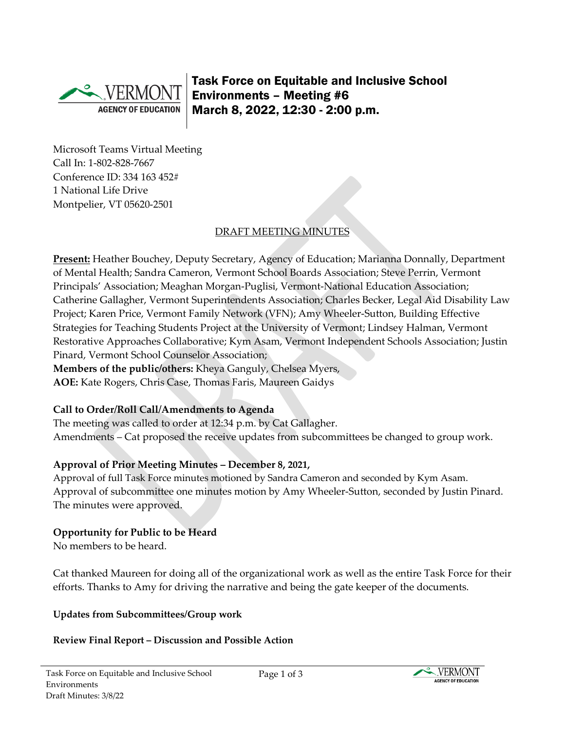# Task Force on Equitable and Inclusive School Environments – Meeting #6
# March 8, 2022, 12:30 - 2:00 p.m.

Microsoft Teams Virtual Meeting
Call In: 1-802-828-7667
Conference ID: 334 163 452#
1 National Life Drive
Montpelier, VT 05620-2501

DRAFT MEETING MINUTES

**Present:** Heather Bouchey, Deputy Secretary, Agency of Education; Marianna Donnally, Department of Mental Health; Sandra Cameron, Vermont School Boards Association; Steve Perrin, Vermont Principals' Association; Meaghan Morgan-Puglisi, Vermont-National Education Association; Catherine Gallagher, Vermont Superintendents Association; Charles Becker, Legal Aid Disability Law Project; Karen Price, Vermont Family Network (VFN); Amy Wheeler-Sutton, Building Effective Strategies for Teaching Students Project at the University of Vermont; Lindsey Halman, Vermont Restorative Approaches Collaborative; Kym Asam, Vermont Independent Schools Association; Justin Pinard, Vermont School Counselor Association;
**Members of the public/others:** Kheya Ganguly, Chelsea Myers,
**AOE:** Kate Rogers, Chris Case, Thomas Faris, Maureen Gaidys

### Call to Order/Roll Call/Amendments to Agenda

The meeting was called to order at 12:34 p.m. by Cat Gallagher.
Amendments – Cat proposed the receive updates from subcommittees be changed to group work.

### Approval of Prior Meeting Minutes – December 8, 2021,

Approval of full Task Force minutes motioned by Sandra Cameron and seconded by Kym Asam.
Approval of subcommittee one minutes motion by Amy Wheeler-Sutton, seconded by Justin Pinard.
The minutes were approved.

### Opportunity for Public to be Heard

No members to be heard.

Cat thanked Maureen for doing all of the organizational work as well as the entire Task Force for their efforts. Thanks to Amy for driving the narrative and being the gate keeper of the documents.

### Updates from Subcommittees/Group work

### Review Final Report – Discussion and Possible Action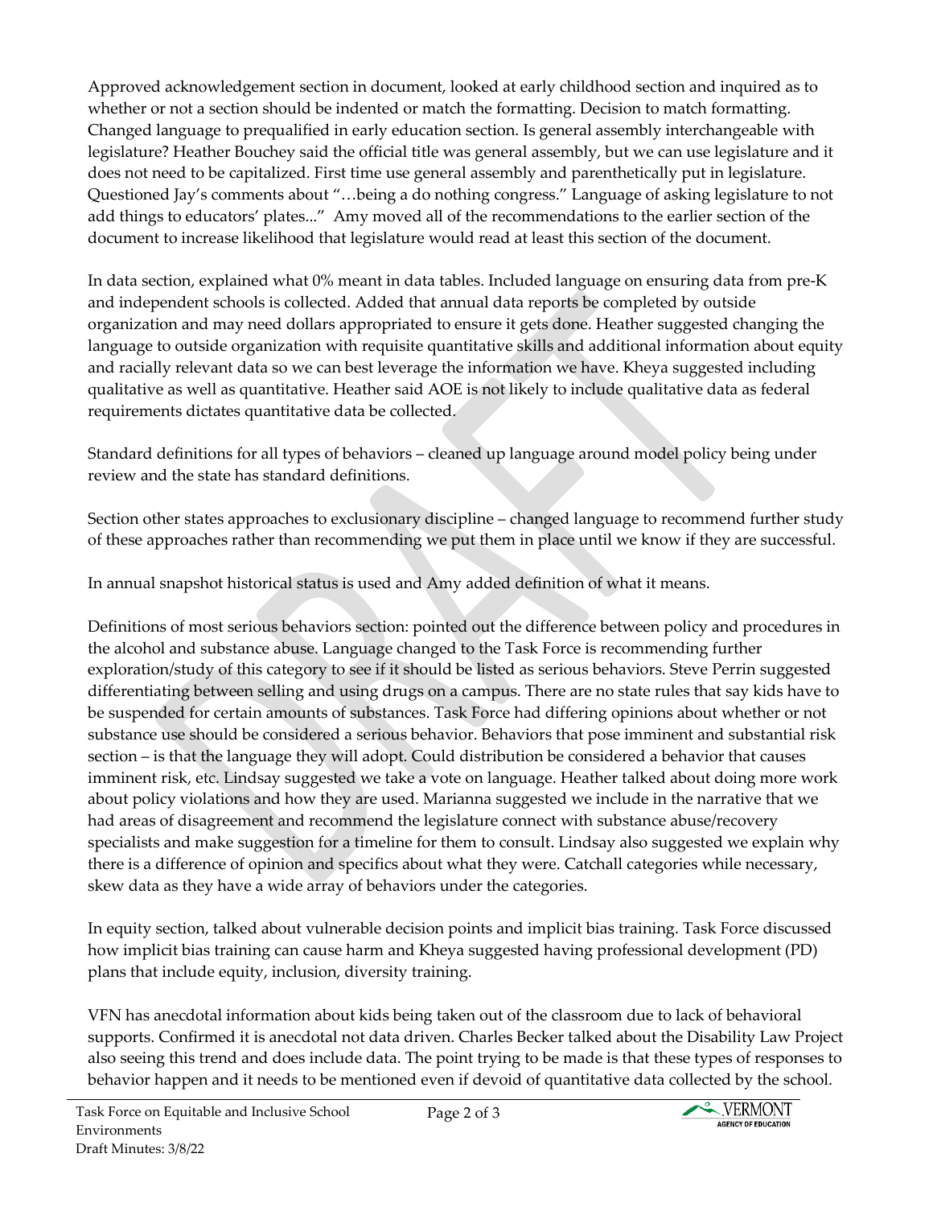Approved acknowledgement section in document, looked at early childhood section and inquired as to whether or not a section should be indented or match the formatting. Decision to match formatting. Changed language to prequalified in early education section. Is general assembly interchangeable with legislature? Heather Bouchey said the official title was general assembly, but we can use legislature and it does not need to be capitalized. First time use general assembly and parenthetically put in legislature. Questioned Jay's comments about "…being a do nothing congress." Language of asking legislature to not add things to educators' plates..." Amy moved all of the recommendations to the earlier section of the document to increase likelihood that legislature would read at least this section of the document.

In data section, explained what 0% meant in data tables. Included language on ensuring data from pre-K and independent schools is collected. Added that annual data reports be completed by outside organization and may need dollars appropriated to ensure it gets done. Heather suggested changing the language to outside organization with requisite quantitative skills and additional information about equity and racially relevant data so we can best leverage the information we have. Kheya suggested including qualitative as well as quantitative. Heather said AOE is not likely to include qualitative data as federal requirements dictates quantitative data be collected.

Standard definitions for all types of behaviors – cleaned up language around model policy being under review and the state has standard definitions.

Section other states approaches to exclusionary discipline – changed language to recommend further study of these approaches rather than recommending we put them in place until we know if they are successful.

In annual snapshot historical status is used and Amy added definition of what it means.

Definitions of most serious behaviors section: pointed out the difference between policy and procedures in the alcohol and substance abuse. Language changed to the Task Force is recommending further exploration/study of this category to see if it should be listed as serious behaviors. Steve Perrin suggested differentiating between selling and using drugs on a campus. There are no state rules that say kids have to be suspended for certain amounts of substances. Task Force had differing opinions about whether or not substance use should be considered a serious behavior. Behaviors that pose imminent and substantial risk section – is that the language they will adopt. Could distribution be considered a behavior that causes imminent risk, etc. Lindsay suggested we take a vote on language. Heather talked about doing more work about policy violations and how they are used. Marianna suggested we include in the narrative that we had areas of disagreement and recommend the legislature connect with substance abuse/recovery specialists and make suggestion for a timeline for them to consult. Lindsay also suggested we explain why there is a difference of opinion and specifics about what they were. Catchall categories while necessary, skew data as they have a wide array of behaviors under the categories.

In equity section, talked about vulnerable decision points and implicit bias training. Task Force discussed how implicit bias training can cause harm and Kheya suggested having professional development (PD) plans that include equity, inclusion, diversity training.

VFN has anecdotal information about kids being taken out of the classroom due to lack of behavioral supports. Confirmed it is anecdotal not data driven. Charles Becker talked about the Disability Law Project also seeing this trend and does include data. The point trying to be made is that these types of responses to behavior happen and it needs to be mentioned even if devoid of quantitative data collected by the school.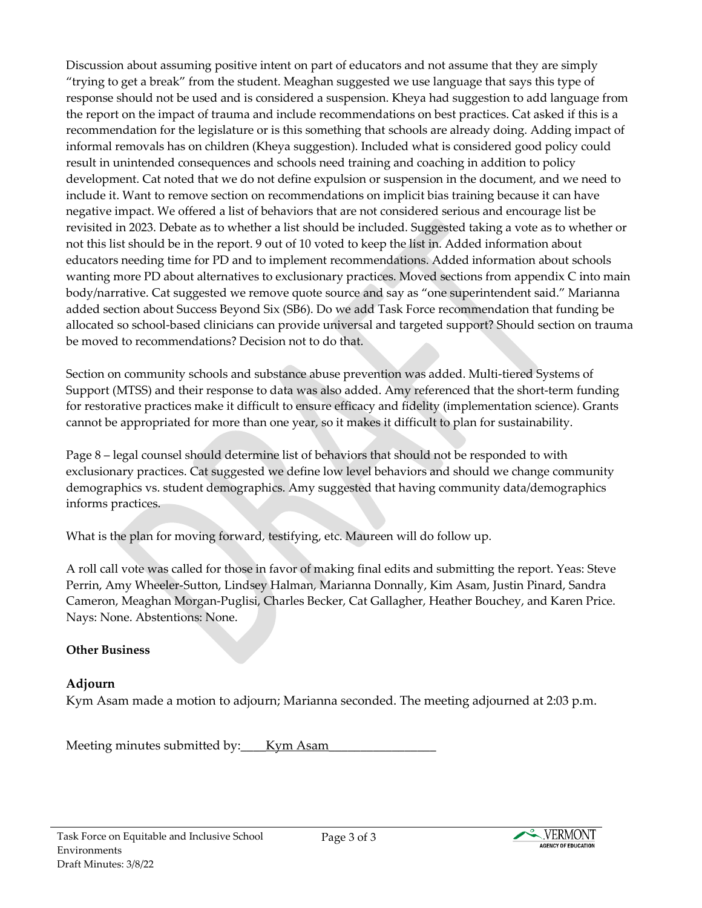Discussion about assuming positive intent on part of educators and not assume that they are simply "trying to get a break" from the student. Meaghan suggested we use language that says this type of response should not be used and is considered a suspension. Kheya had suggestion to add language from the report on the impact of trauma and include recommendations on best practices. Cat asked if this is a recommendation for the legislature or is this something that schools are already doing. Adding impact of informal removals has on children (Kheya suggestion). Included what is considered good policy could result in unintended consequences and schools need training and coaching in addition to policy development. Cat noted that we do not define expulsion or suspension in the document, and we need to include it. Want to remove section on recommendations on implicit bias training because it can have negative impact. We offered a list of behaviors that are not considered serious and encourage list be revisited in 2023. Debate as to whether a list should be included. Suggested taking a vote as to whether or not this list should be in the report. 9 out of 10 voted to keep the list in. Added information about educators needing time for PD and to implement recommendations. Added information about schools wanting more PD about alternatives to exclusionary practices. Moved sections from appendix C into main body/narrative. Cat suggested we remove quote source and say as "one superintendent said." Marianna added section about Success Beyond Six (SB6). Do we add Task Force recommendation that funding be allocated so school-based clinicians can provide universal and targeted support? Should section on trauma be moved to recommendations? Decision not to do that.

Section on community schools and substance abuse prevention was added. Multi-tiered Systems of Support (MTSS) and their response to data was also added. Amy referenced that the short-term funding for restorative practices make it difficult to ensure efficacy and fidelity (implementation science). Grants cannot be appropriated for more than one year, so it makes it difficult to plan for sustainability.

Page 8 – legal counsel should determine list of behaviors that should not be responded to with exclusionary practices. Cat suggested we define low level behaviors and should we change community demographics vs. student demographics. Amy suggested that having community data/demographics informs practices.

What is the plan for moving forward, testifying, etc. Maureen will do follow up.

A roll call vote was called for those in favor of making final edits and submitting the report. Yeas: Steve Perrin, Amy Wheeler-Sutton, Lindsey Halman, Marianna Donnally, Kim Asam, Justin Pinard, Sandra Cameron, Meaghan Morgan-Puglisi, Charles Becker, Cat Gallagher, Heather Bouchey, and Karen Price. Nays: None. Abstentions: None.

**Other Business**

## Adjourn

Kym Asam made a motion to adjourn; Marianna seconded. The meeting adjourned at 2:03 p.m.

Meeting minutes submitted by:\_\_\_\_Kym Asam\_\_\_\_\_\_\_\_\_\_\_\_\_\_\_\_\_